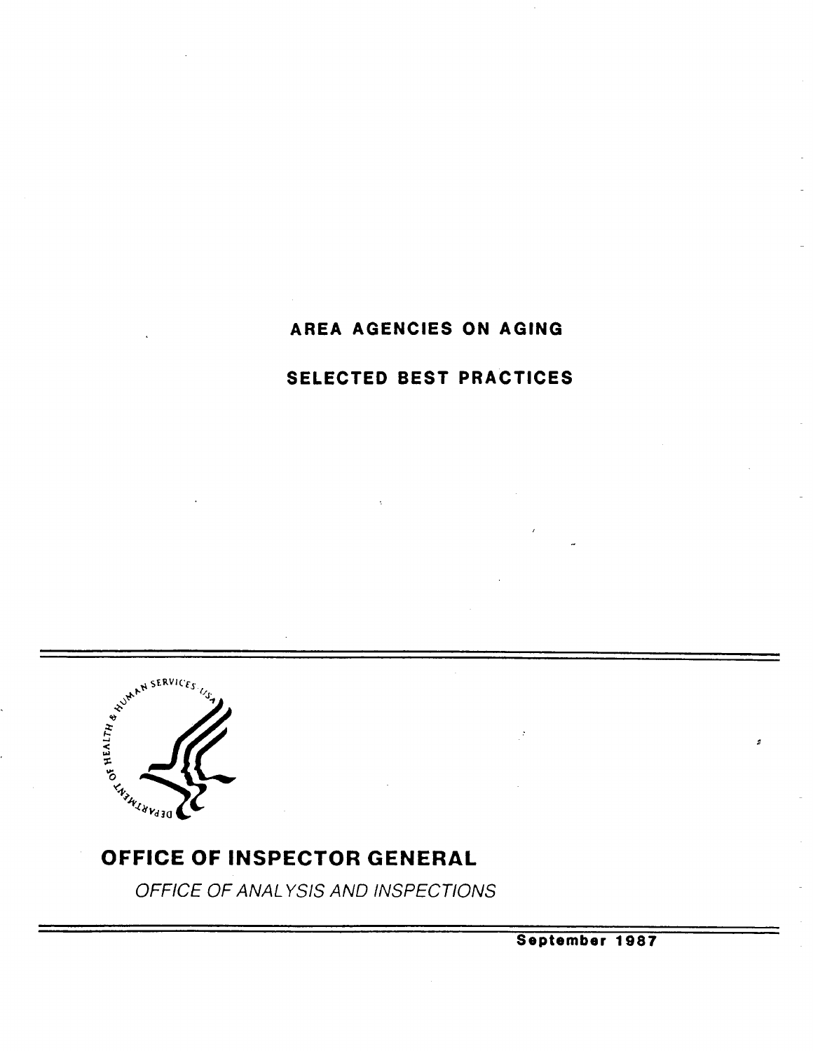# AREA AGENCIES ON AGING

## SELECTED BEST PRACTICES

**OFFICE OF INSPECTOR GENERAL**

*OFFICE OF ANALYSIS AND INSPECTIONS*

**September 1987**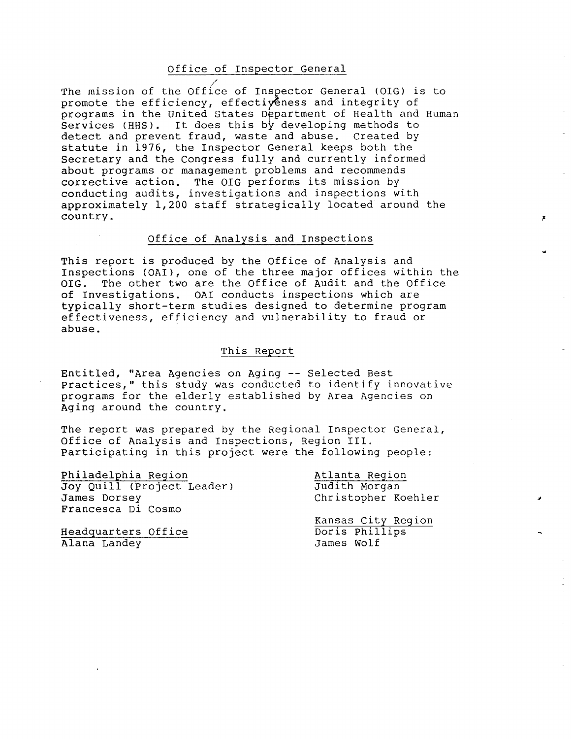## Office of Inspector General

The mission of the Office of Inspector General (OIG) is to promote the efficiency, effectiveness and integrity of programs in the United States Department of Health and Human Services (HHS). It does this by developing methods to detect and prevent fraud, waste and abuse. Created by statute in 1976, the Inspector General keeps both the Secretary and the Congress fully and currently informed about programs or management problems and recommends corrective action. The OIG performs its mission by conducting audits, investigations and inspections with approximately 1,200 staff strategically located around the country.

## Office of Analysis and Inspections

This report is produced by the Office of Analysis and Inspections (OAI), one of the three major offices within the OIG. The other two are the Office of Audit and the Office of Investigations. OAI conducts inspections which are typically short-term studies designed to determine program effectiveness, efficiency and vulnerability to fraud or abuse.

## This Report

Entitled, "Area Agencies on Aging -- Selected Best Practices," this study was conducted to identify innovative programs for the elderly established by Area Agencies on Aging around the country.

The report was prepared by the Regional Inspector General, Office of Analysis and Inspections, Region III. Participating in this project were the following people:

Philadelphia Region
Joy Quill (Project Leader)
James Dorsey
Francesca Di Cosmo

Headquarters Office
Alana Landey

Atlanta Region
Judith Morgan
Christopher Koehler

Kansas City Region
Doris Phillips
James Wolf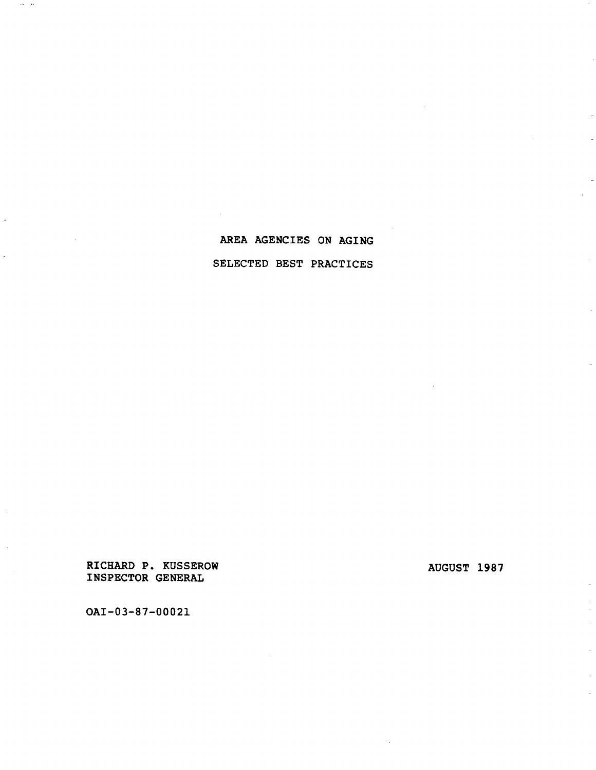# AREA AGENCIES ON AGING

## SELECTED BEST PRACTICES

RICHARD P. KUSSEROW
INSPECTOR GENERAL

AUGUST 1987

OAI-03-87-00021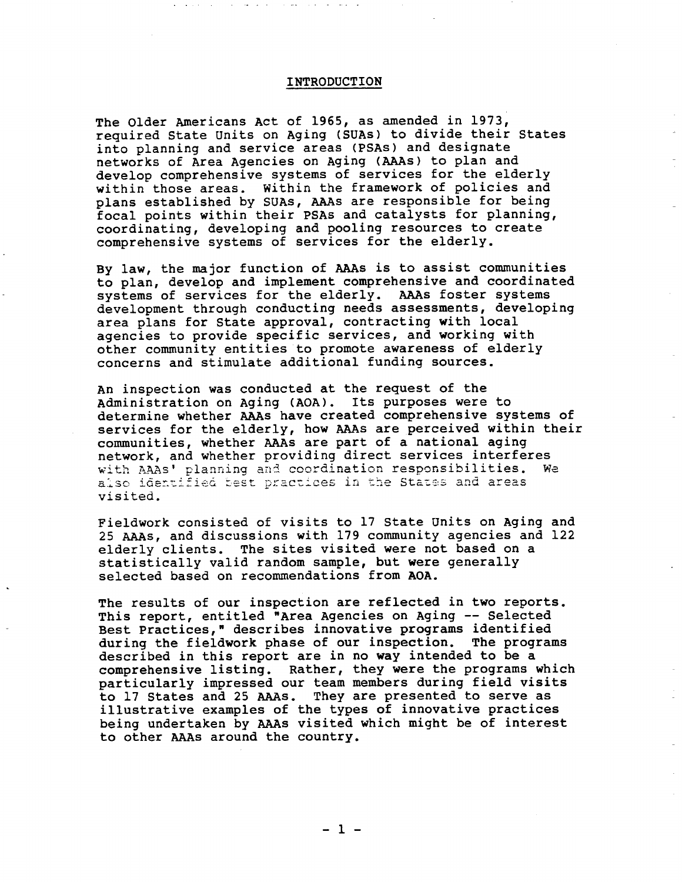# INTRODUCTION

The Older Americans Act of 1965, as amended in 1973, required State Units on Aging (SUAs) to divide their States into planning and service areas (PSAs) and designate networks of Area Agencies on Aging (AAAs) to plan and develop comprehensive systems of services for the elderly within those areas. Within the framework of policies and plans established by SUAs, AAAs are responsible for being focal points within their PSAs and catalysts for planning, coordinating, developing and pooling resources to create comprehensive systems of services for the elderly.

By law, the major function of AAAs is to assist communities to plan, develop and implement comprehensive and coordinated systems of services for the elderly. AAAs foster systems development through conducting needs assessments, developing area plans for State approval, contracting with local agencies to provide specific services, and working with other community entities to promote awareness of elderly concerns and stimulate additional funding sources.

An inspection was conducted at the request of the Administration on Aging (AOA). Its purposes were to determine whether AAAs have created comprehensive systems of services for the elderly, how AAAs are perceived within their communities, whether AAAs are part of a national aging network, and whether providing direct services interferes with AAAs' planning and coordination responsibilities. We also identified best practices in the States and areas visited.

Fieldwork consisted of visits to 17 State Units on Aging and 25 AAAs, and discussions with 179 community agencies and 122 elderly clients. The sites visited were not based on a statistically valid random sample, but were generally selected based on recommendations from AOA.

The results of our inspection are reflected in two reports. This report, entitled "Area Agencies on Aging -- Selected Best Practices," describes innovative programs identified during the fieldwork phase of our inspection. The programs described in this report are in no way intended to be a comprehensive listing. Rather, they were the programs which particularly impressed our team members during field visits to 17 States and 25 AAAs. They are presented to serve as illustrative examples of the types of innovative practices being undertaken by AAAs visited which might be of interest to other AAAs around the country.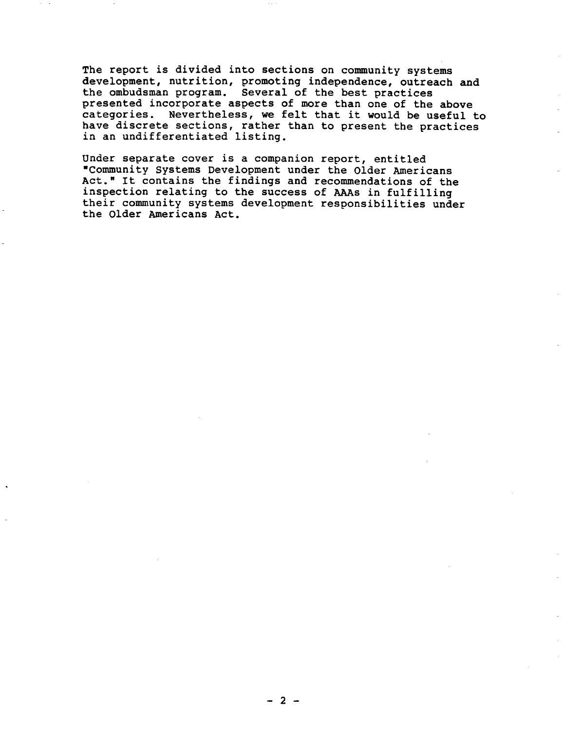The report is divided into sections on community systems development, nutrition, promoting independence, outreach and the ombudsman program. Several of the best practices presented incorporate aspects of more than one of the above categories. Nevertheless, we felt that it would be useful to have discrete sections, rather than to present the practices in an undifferentiated listing.

Under separate cover is a companion report, entitled "Community Systems Development under the Older Americans Act." It contains the findings and recommendations of the inspection relating to the success of AAAs in fulfilling their community systems development responsibilities under the Older Americans Act.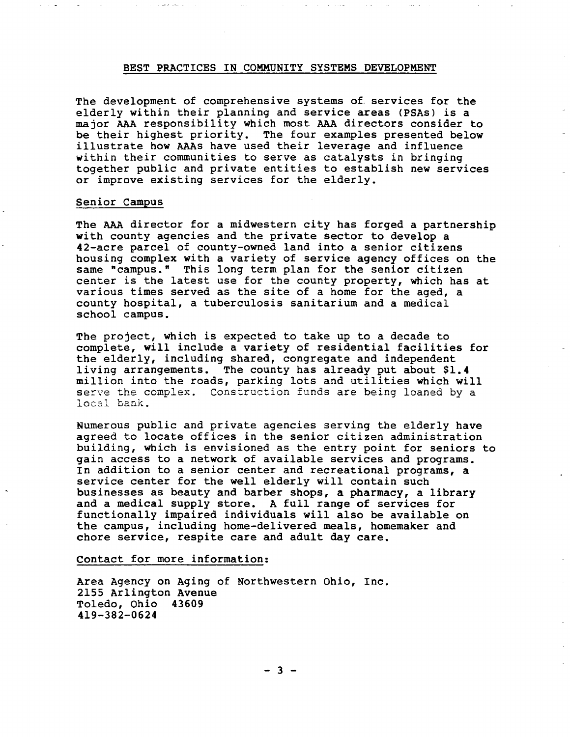## BEST PRACTICES IN COMMUNITY SYSTEMS DEVELOPMENT

The development of comprehensive systems of services for the elderly within their planning and service areas (PSAs) is a major AAA responsibility which most AAA directors consider to be their highest priority. The four examples presented below illustrate how AAAs have used their leverage and influence within their communities to serve as catalysts in bringing together public and private entities to establish new services or improve existing services for the elderly.

### Senior Campus

The AAA director for a midwestern city has forged a partnership with county agencies and the private sector to develop a 42-acre parcel of county-owned land into a senior citizens housing complex with a variety of service agency offices on the same "campus." This long term plan for the senior citizen center is the latest use for the county property, which has at various times served as the site of a home for the aged, a county hospital, a tuberculosis sanitarium and a medical school campus.

The project, which is expected to take up to a decade to complete, will include a variety of residential facilities for the elderly, including shared, congregate and independent living arrangements. The county has already put about $1.4 million into the roads, parking lots and utilities which will serve the complex. Construction funds are being loaned by a local bank.

Numerous public and private agencies serving the elderly have agreed to locate offices in the senior citizen administration building, which is envisioned as the entry point for seniors to gain access to a network of available services and programs. In addition to a senior center and recreational programs, a service center for the well elderly will contain such businesses as beauty and barber shops, a pharmacy, a library and a medical supply store. A full range of services for functionally impaired individuals will also be available on the campus, including home-delivered meals, homemaker and chore service, respite care and adult day care.

Contact for more information:

Area Agency on Aging of Northwestern Ohio, Inc.
2155 Arlington Avenue
Toledo, Ohio 43609
419-382-0624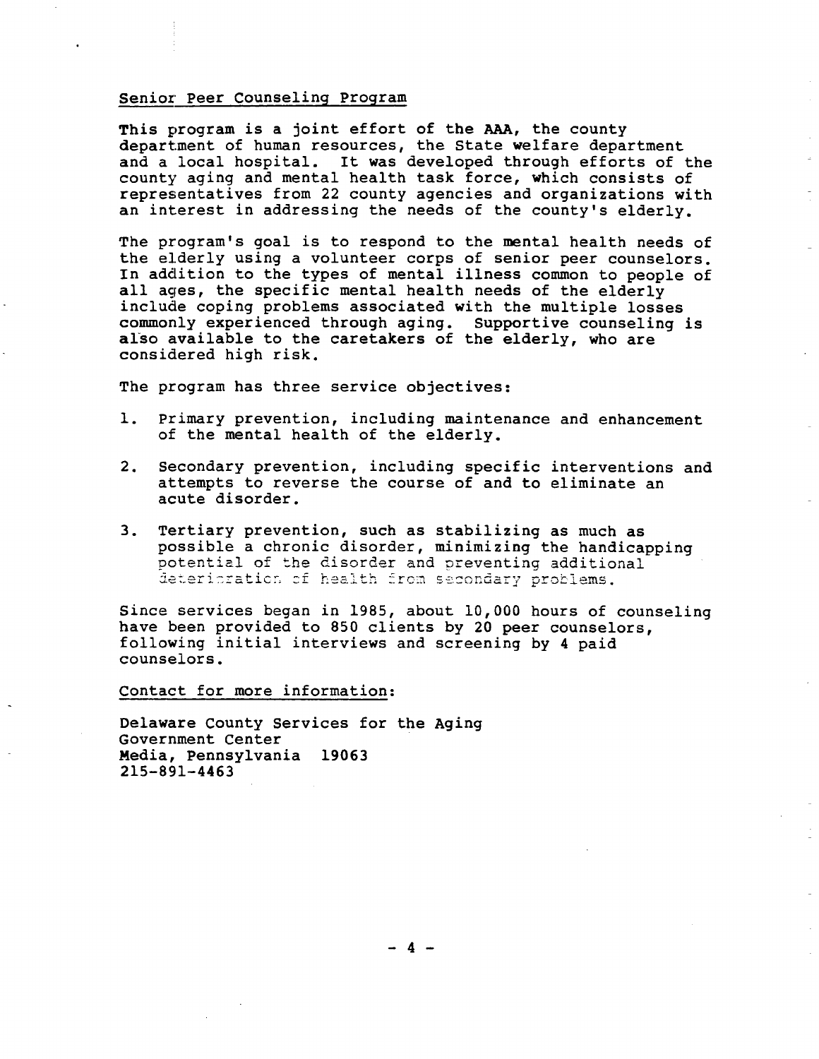## Senior Peer Counseling Program

This program is a joint effort of the AAA, the county department of human resources, the State welfare department and a local hospital. It was developed through efforts of the county aging and mental health task force, which consists of representatives from 22 county agencies and organizations with an interest in addressing the needs of the county's elderly.

The program's goal is to respond to the mental health needs of the elderly using a volunteer corps of senior peer counselors. In addition to the types of mental illness common to people of all ages, the specific mental health needs of the elderly include coping problems associated with the multiple losses commonly experienced through aging. Supportive counseling is also available to the caretakers of the elderly, who are considered high risk.

The program has three service objectives:

1. Primary prevention, including maintenance and enhancement of the mental health of the elderly.

2. Secondary prevention, including specific interventions and attempts to reverse the course of and to eliminate an acute disorder.

3. Tertiary prevention, such as stabilizing as much as possible a chronic disorder, minimizing the handicapping potential of the disorder and preventing additional deterioration of health from secondary problems.

Since services began in 1985, about 10,000 hours of counseling have been provided to 850 clients by 20 peer counselors, following initial interviews and screening by 4 paid counselors.

Contact for more information:

Delaware County Services for the Aging
Government Center
Media, Pennsylvania 19063
215-891-4463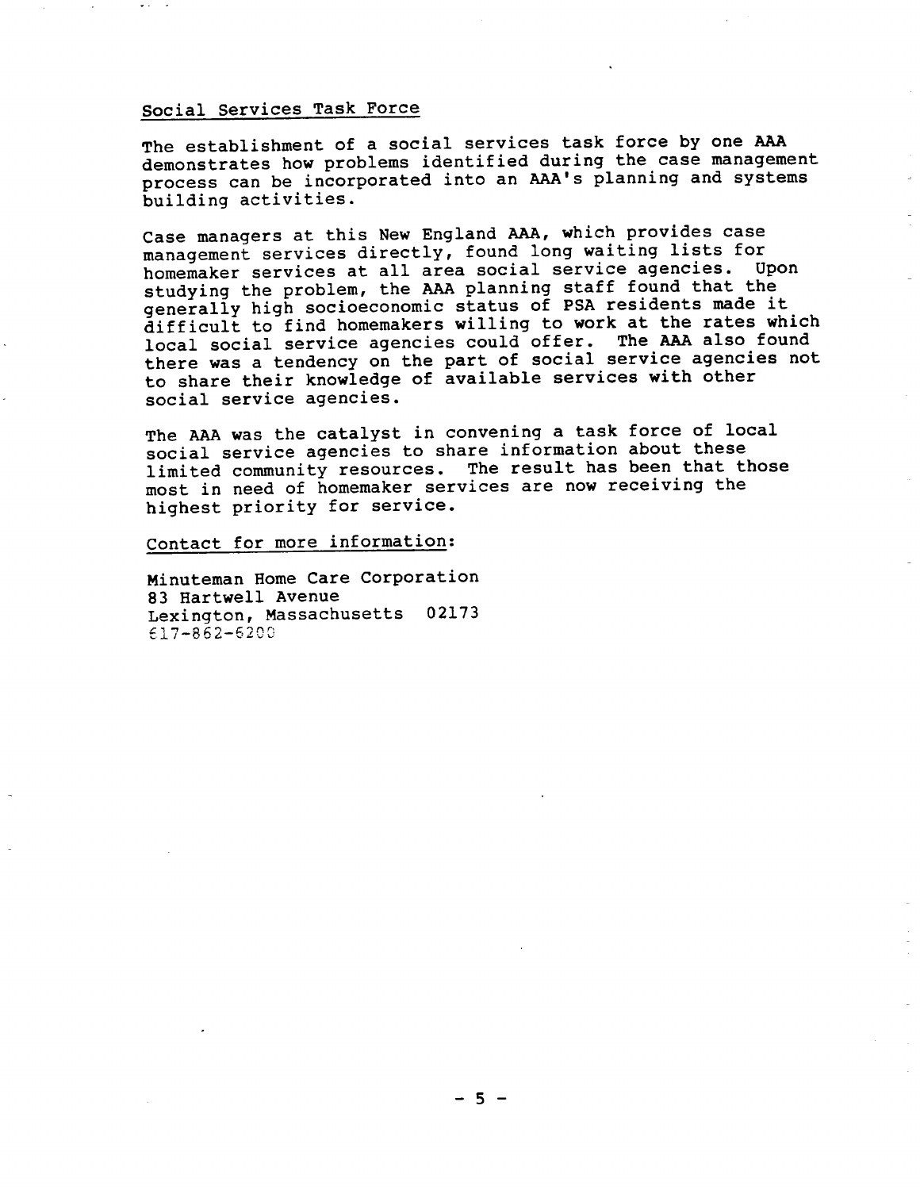## Social Services Task Force

The establishment of a social services task force by one AAA demonstrates how problems identified during the case management process can be incorporated into an AAA's planning and systems building activities.

Case managers at this New England AAA, which provides case management services directly, found long waiting lists for homemaker services at all area social service agencies. Upon studying the problem, the AAA planning staff found that the generally high socioeconomic status of PSA residents made it difficult to find homemakers willing to work at the rates which local social service agencies could offer. The AAA also found there was a tendency on the part of social service agencies not to share their knowledge of available services with other social service agencies.

The AAA was the catalyst in convening a task force of local social service agencies to share information about these limited community resources. The result has been that those most in need of homemaker services are now receiving the highest priority for service.

Contact for more information:

Minuteman Home Care Corporation
83 Hartwell Avenue
Lexington, Massachusetts 02173
617-862-6200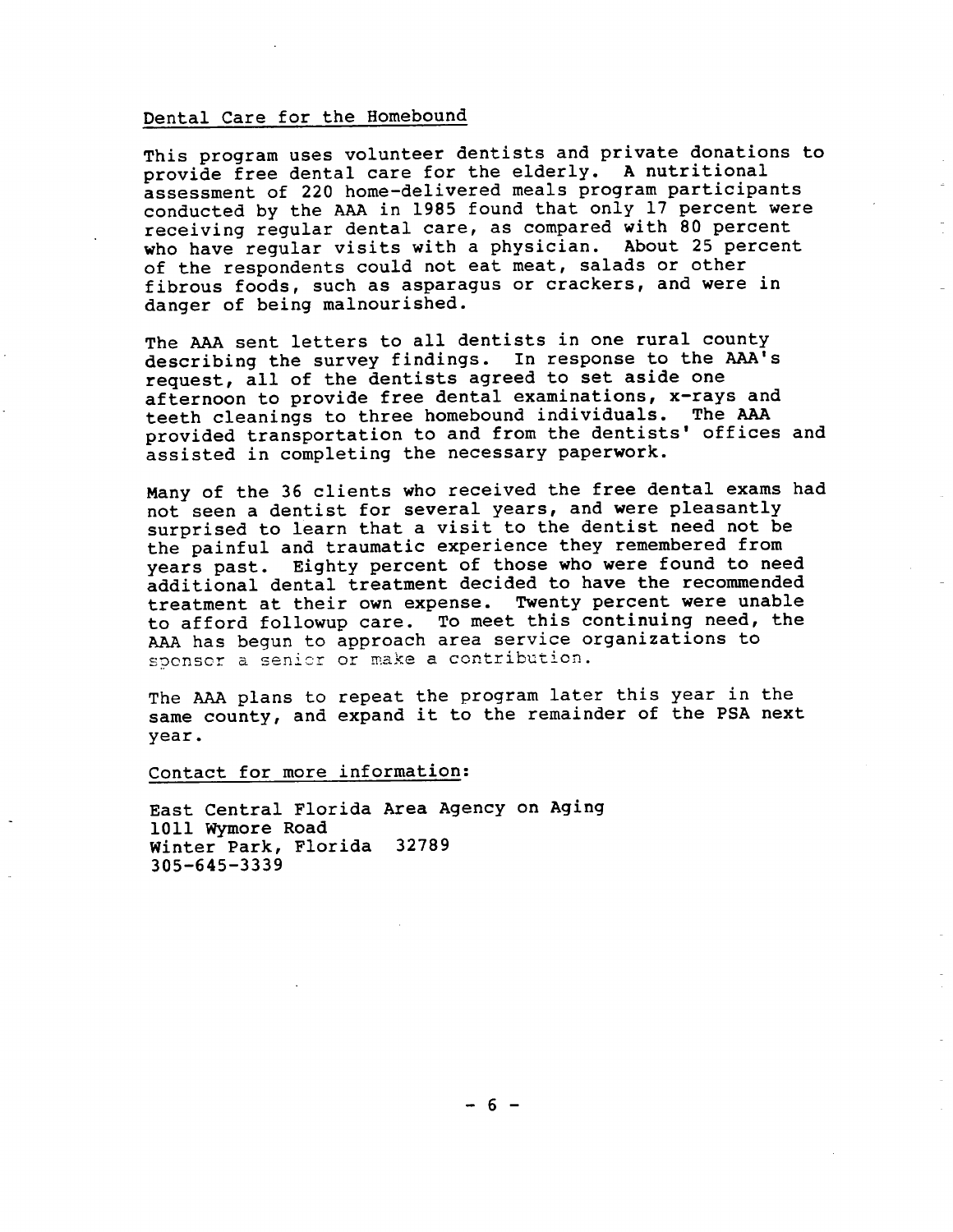## Dental Care for the Homebound

This program uses volunteer dentists and private donations to provide free dental care for the elderly. A nutritional assessment of 220 home-delivered meals program participants conducted by the AAA in 1985 found that only 17 percent were receiving regular dental care, as compared with 80 percent who have regular visits with a physician. About 25 percent of the respondents could not eat meat, salads or other fibrous foods, such as asparagus or crackers, and were in danger of being malnourished.

The AAA sent letters to all dentists in one rural county describing the survey findings. In response to the AAA's request, all of the dentists agreed to set aside one afternoon to provide free dental examinations, x-rays and teeth cleanings to three homebound individuals. The AAA provided transportation to and from the dentists' offices and assisted in completing the necessary paperwork.

Many of the 36 clients who received the free dental exams had not seen a dentist for several years, and were pleasantly surprised to learn that a visit to the dentist need not be the painful and traumatic experience they remembered from years past. Eighty percent of those who were found to need additional dental treatment decided to have the recommended treatment at their own expense. Twenty percent were unable to afford followup care. To meet this continuing need, the AAA has begun to approach area service organizations to sponsor a senior or make a contribution.

The AAA plans to repeat the program later this year in the same county, and expand it to the remainder of the PSA next year.

Contact for more information:

East Central Florida Area Agency on Aging
1011 Wymore Road
Winter Park, Florida 32789
305-645-3339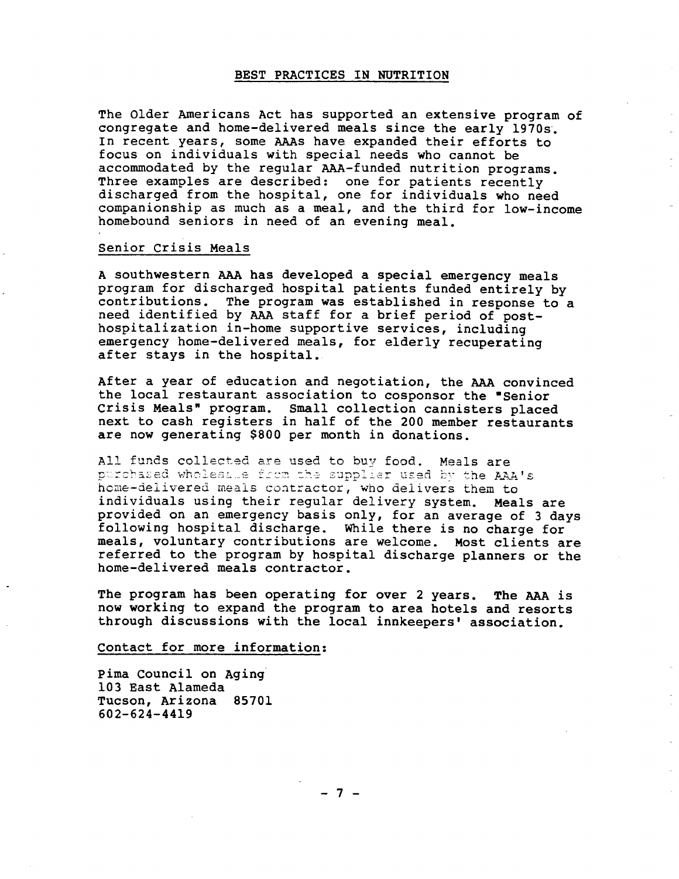## BEST PRACTICES IN NUTRITION

The Older Americans Act has supported an extensive program of congregate and home-delivered meals since the early 1970s. In recent years, some AAAs have expanded their efforts to focus on individuals with special needs who cannot be accommodated by the regular AAA-funded nutrition programs. Three examples are described: one for patients recently discharged from the hospital, one for individuals who need companionship as much as a meal, and the third for low-income homebound seniors in need of an evening meal.

### Senior Crisis Meals

A southwestern AAA has developed a special emergency meals program for discharged hospital patients funded entirely by contributions. The program was established in response to a need identified by AAA staff for a brief period of post-hospitalization in-home supportive services, including emergency home-delivered meals, for elderly recuperating after stays in the hospital.

After a year of education and negotiation, the AAA convinced the local restaurant association to cosponsor the "Senior Crisis Meals" program. Small collection cannisters placed next to cash registers in half of the 200 member restaurants are now generating $800 per month in donations.

All funds collected are used to buy food. Meals are purchased wholesale from the supplier used by the AAA's home-delivered meals contractor, who delivers them to individuals using their regular delivery system. Meals are provided on an emergency basis only, for an average of 3 days following hospital discharge. While there is no charge for meals, voluntary contributions are welcome. Most clients are referred to the program by hospital discharge planners or the home-delivered meals contractor.

The program has been operating for over 2 years. The AAA is now working to expand the program to area hotels and resorts through discussions with the local innkeepers' association.

Contact for more information:

Pima Council on Aging
103 East Alameda
Tucson, Arizona 85701
602-624-4419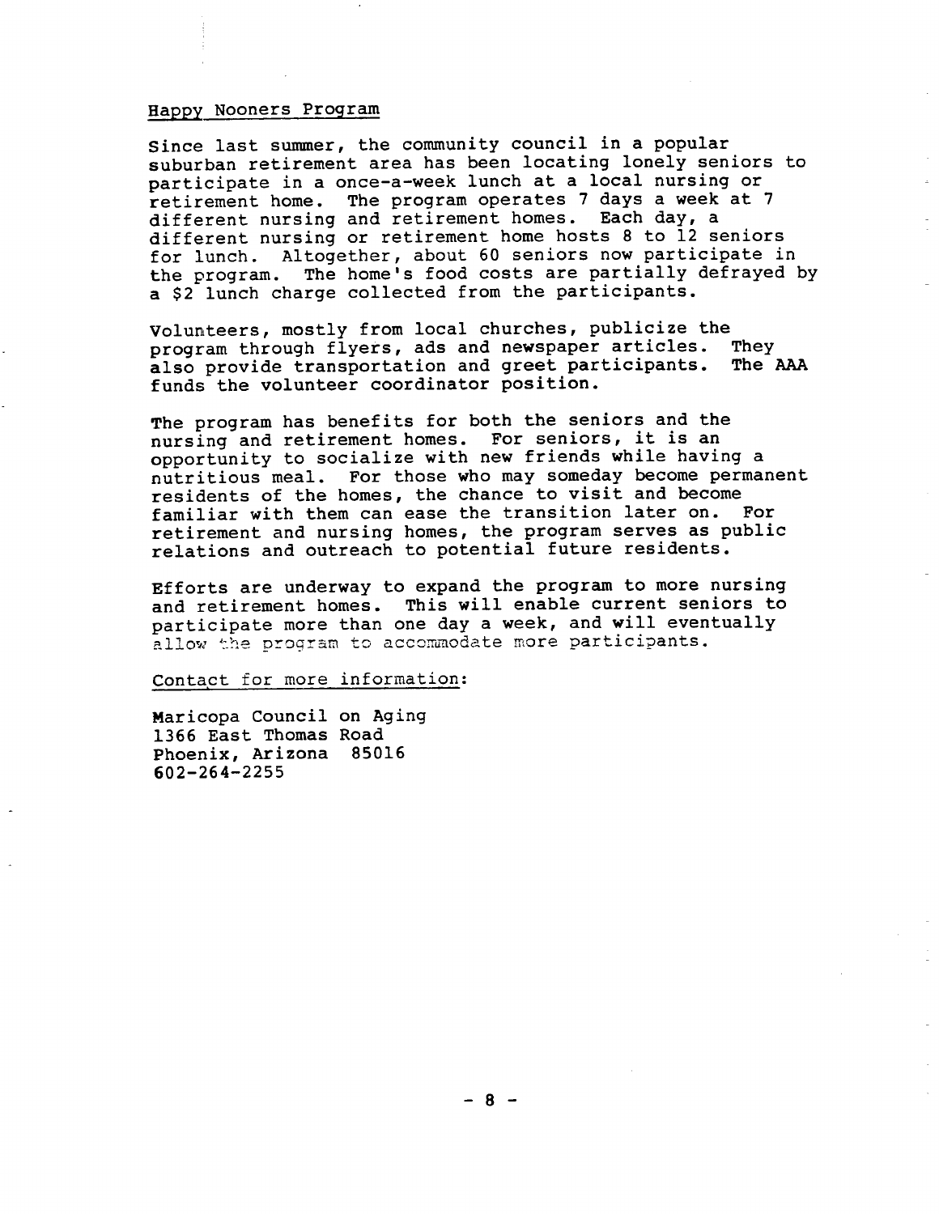## Happy Nooners Program

Since last summer, the community council in a popular suburban retirement area has been locating lonely seniors to participate in a once-a-week lunch at a local nursing or retirement home. The program operates 7 days a week at 7 different nursing and retirement homes. Each day, a different nursing or retirement home hosts 8 to 12 seniors for lunch. Altogether, about 60 seniors now participate in the program. The home's food costs are partially defrayed by a $2 lunch charge collected from the participants.

Volunteers, mostly from local churches, publicize the program through flyers, ads and newspaper articles. They also provide transportation and greet participants. The AAA funds the volunteer coordinator position.

The program has benefits for both the seniors and the nursing and retirement homes. For seniors, it is an opportunity to socialize with new friends while having a nutritious meal. For those who may someday become permanent residents of the homes, the chance to visit and become familiar with them can ease the transition later on. For retirement and nursing homes, the program serves as public relations and outreach to potential future residents.

Efforts are underway to expand the program to more nursing and retirement homes. This will enable current seniors to participate more than one day a week, and will eventually allow the program to accommodate more participants.

Contact for more information:

Maricopa Council on Aging
1366 East Thomas Road
Phoenix, Arizona 85016
602-264-2255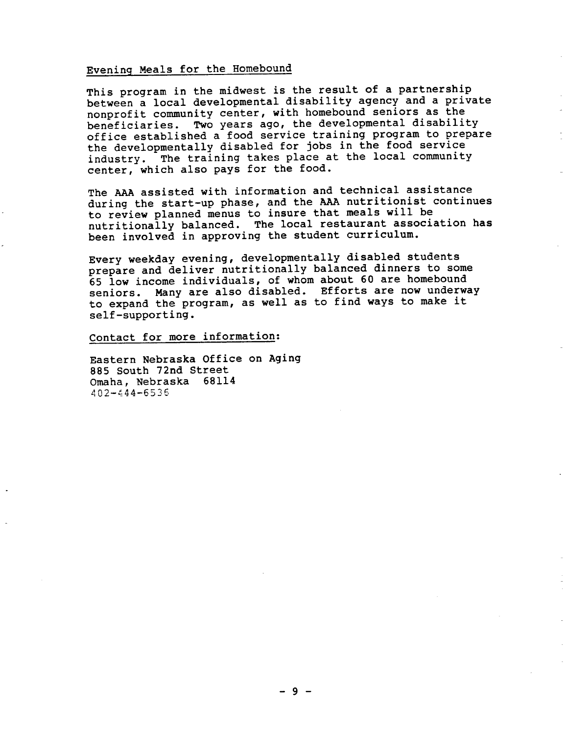## Evening Meals for the Homebound

This program in the midwest is the result of a partnership between a local developmental disability agency and a private nonprofit community center, with homebound seniors as the beneficiaries. Two years ago, the developmental disability office established a food service training program to prepare the developmentally disabled for jobs in the food service industry. The training takes place at the local community center, which also pays for the food.

The AAA assisted with information and technical assistance during the start-up phase, and the AAA nutritionist continues to review planned menus to insure that meals will be nutritionally balanced. The local restaurant association has been involved in approving the student curriculum.

Every weekday evening, developmentally disabled students prepare and deliver nutritionally balanced dinners to some 65 low income individuals, of whom about 60 are homebound seniors. Many are also disabled. Efforts are now underway to expand the program, as well as to find ways to make it self-supporting.

Contact for more information:

Eastern Nebraska Office on Aging
885 South 72nd Street
Omaha, Nebraska 68114
402-444-6536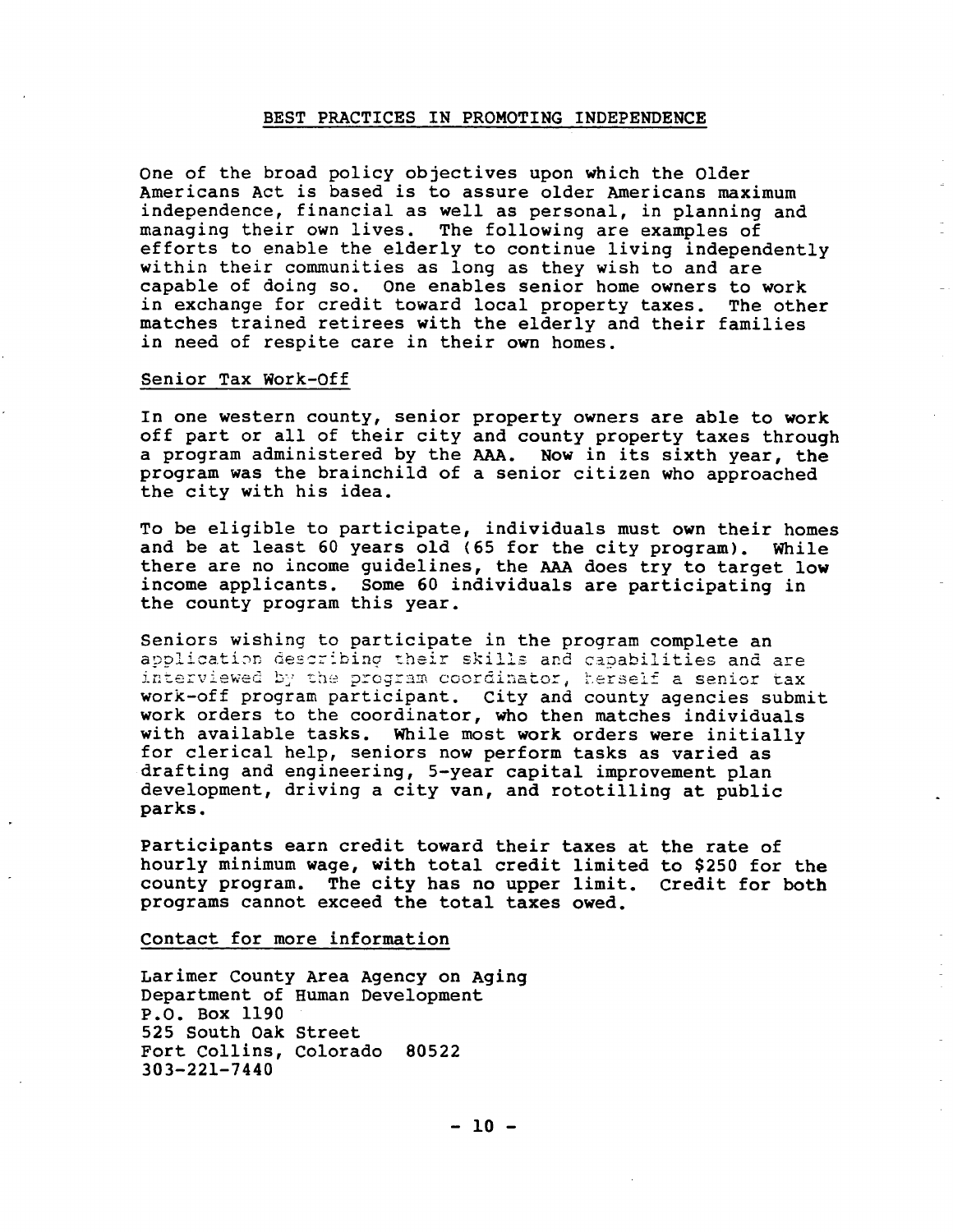## BEST PRACTICES IN PROMOTING INDEPENDENCE

One of the broad policy objectives upon which the Older Americans Act is based is to assure older Americans maximum independence, financial as well as personal, in planning and managing their own lives. The following are examples of efforts to enable the elderly to continue living independently within their communities as long as they wish to and are capable of doing so. One enables senior home owners to work in exchange for credit toward local property taxes. The other matches trained retirees with the elderly and their families in need of respite care in their own homes.

### Senior Tax Work-Off

In one western county, senior property owners are able to work off part or all of their city and county property taxes through a program administered by the AAA. Now in its sixth year, the program was the brainchild of a senior citizen who approached the city with his idea.

To be eligible to participate, individuals must own their homes and be at least 60 years old (65 for the city program). While there are no income guidelines, the AAA does try to target low income applicants. Some 60 individuals are participating in the county program this year.

Seniors wishing to participate in the program complete an application describing their skills and capabilities and are interviewed by the program coordinator, herself a senior tax work-off program participant. City and county agencies submit work orders to the coordinator, who then matches individuals with available tasks. While most work orders were initially for clerical help, seniors now perform tasks as varied as drafting and engineering, 5-year capital improvement plan development, driving a city van, and rototilling at public parks.

Participants earn credit toward their taxes at the rate of hourly minimum wage, with total credit limited to $250 for the county program. The city has no upper limit. Credit for both programs cannot exceed the total taxes owed.

### Contact for more information

Larimer County Area Agency on Aging  
Department of Human Development  
P.O. Box 1190  
525 South Oak Street  
Fort Collins, Colorado 80522  
303-221-7440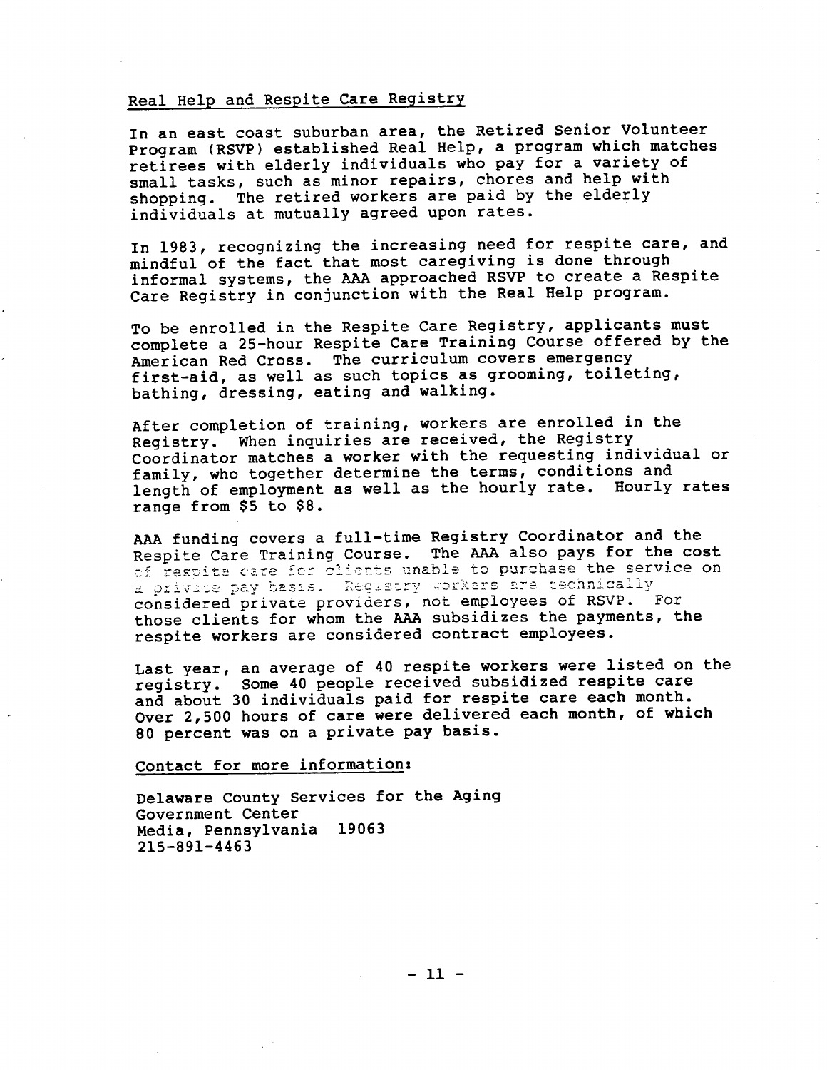## Real Help and Respite Care Registry

In an east coast suburban area, the Retired Senior Volunteer Program (RSVP) established Real Help, a program which matches retirees with elderly individuals who pay for a variety of small tasks, such as minor repairs, chores and help with shopping. The retired workers are paid by the elderly individuals at mutually agreed upon rates.

In 1983, recognizing the increasing need for respite care, and mindful of the fact that most caregiving is done through informal systems, the AAA approached RSVP to create a Respite Care Registry in conjunction with the Real Help program.

To be enrolled in the Respite Care Registry, applicants must complete a 25-hour Respite Care Training Course offered by the American Red Cross. The curriculum covers emergency first-aid, as well as such topics as grooming, toileting, bathing, dressing, eating and walking.

After completion of training, workers are enrolled in the Registry. When inquiries are received, the Registry Coordinator matches a worker with the requesting individual or family, who together determine the terms, conditions and length of employment as well as the hourly rate. Hourly rates range from $5 to $8.

AAA funding covers a full-time Registry Coordinator and the Respite Care Training Course. The AAA also pays for the cost of respite care for clients unable to purchase the service on a private pay basis. Registry workers are technically considered private providers, not employees of RSVP. For those clients for whom the AAA subsidizes the payments, the respite workers are considered contract employees.

Last year, an average of 40 respite workers were listed on the registry. Some 40 people received subsidized respite care and about 30 individuals paid for respite care each month. Over 2,500 hours of care were delivered each month, of which 80 percent was on a private pay basis.

Contact for more information:

Delaware County Services for the Aging
Government Center
Media, Pennsylvania 19063
215-891-4463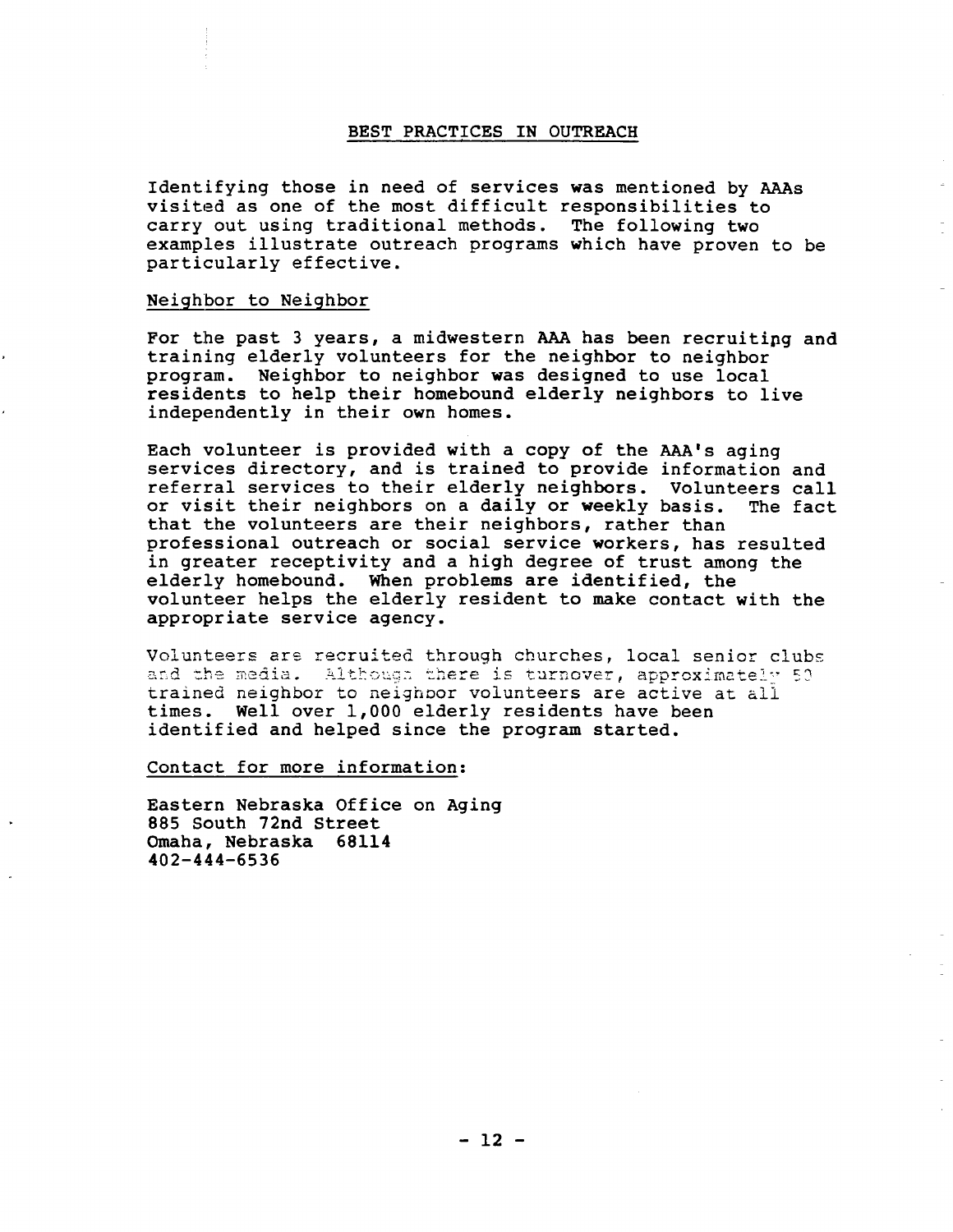## BEST PRACTICES IN OUTREACH

Identifying those in need of services was mentioned by AAAs visited as one of the most difficult responsibilities to carry out using traditional methods. The following two examples illustrate outreach programs which have proven to be particularly effective.

### Neighbor to Neighbor

For the past 3 years, a midwestern AAA has been recruiting and training elderly volunteers for the neighbor to neighbor program. Neighbor to neighbor was designed to use local residents to help their homebound elderly neighbors to live independently in their own homes.

Each volunteer is provided with a copy of the AAA's aging services directory, and is trained to provide information and referral services to their elderly neighbors. Volunteers call or visit their neighbors on a daily or weekly basis. The fact that the volunteers are their neighbors, rather than professional outreach or social service workers, has resulted in greater receptivity and a high degree of trust among the elderly homebound. When problems are identified, the volunteer helps the elderly resident to make contact with the appropriate service agency.

Volunteers are recruited through churches, local senior clubs and the media. Although there is turnover, approximately 50 trained neighbor to neighbor volunteers are active at all times. Well over 1,000 elderly residents have been identified and helped since the program started.

Contact for more information:

Eastern Nebraska Office on Aging
885 South 72nd Street
Omaha, Nebraska 68114
402-444-6536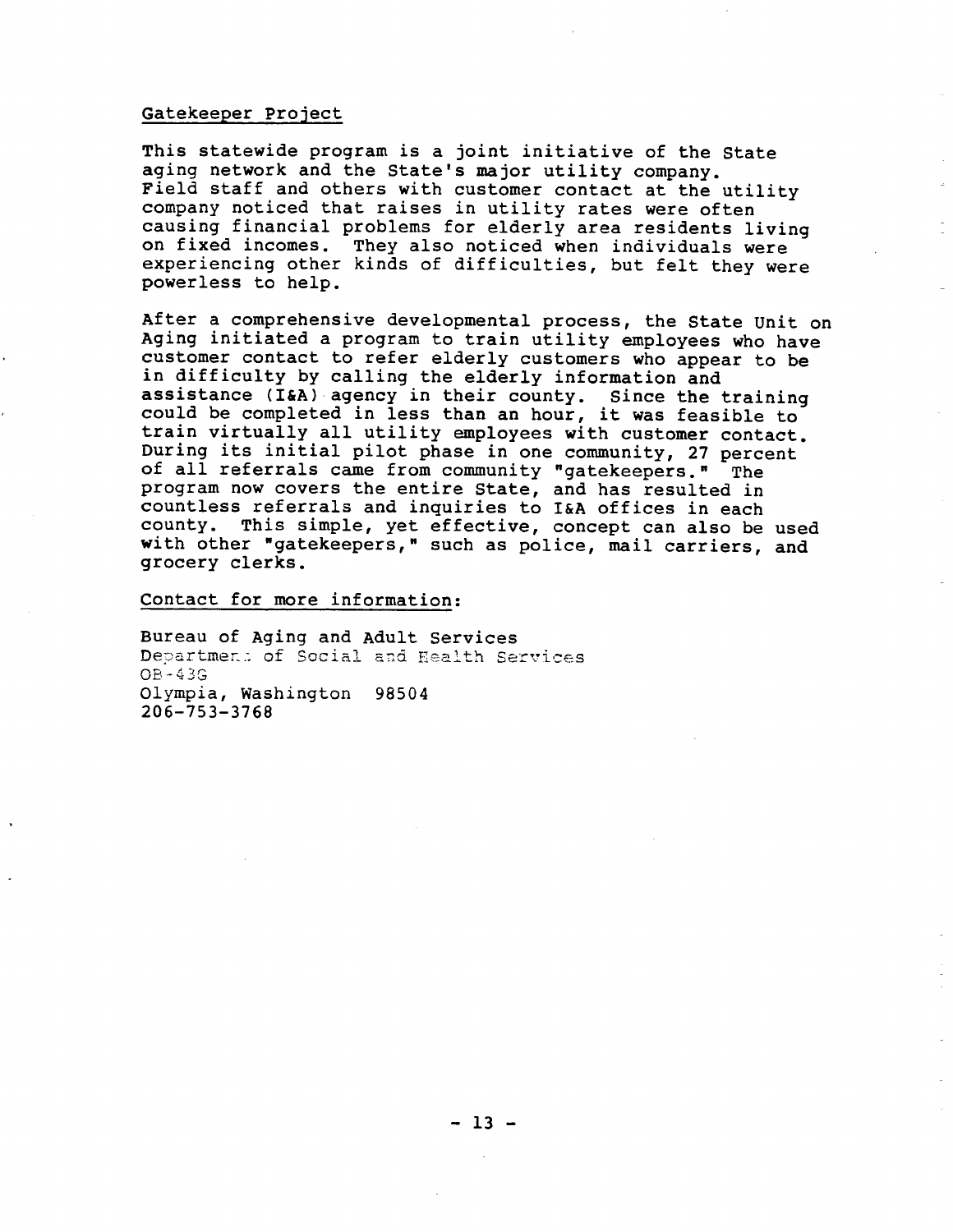Gatekeeper Project

This statewide program is a joint initiative of the State aging network and the State's major utility company. Field staff and others with customer contact at the utility company noticed that raises in utility rates were often causing financial problems for elderly area residents living on fixed incomes. They also noticed when individuals were experiencing other kinds of difficulties, but felt they were powerless to help.

After a comprehensive developmental process, the State Unit on Aging initiated a program to train utility employees who have customer contact to refer elderly customers who appear to be in difficulty by calling the elderly information and assistance (I&A) agency in their county. Since the training could be completed in less than an hour, it was feasible to train virtually all utility employees with customer contact. During its initial pilot phase in one community, 27 percent of all referrals came from community "gatekeepers." The program now covers the entire State, and has resulted in countless referrals and inquiries to I&A offices in each county. This simple, yet effective, concept can also be used with other "gatekeepers," such as police, mail carriers, and grocery clerks.

Contact for more information:

Bureau of Aging and Adult Services
Department of Social and Health Services
OB-43G
Olympia, Washington 98504
206-753-3768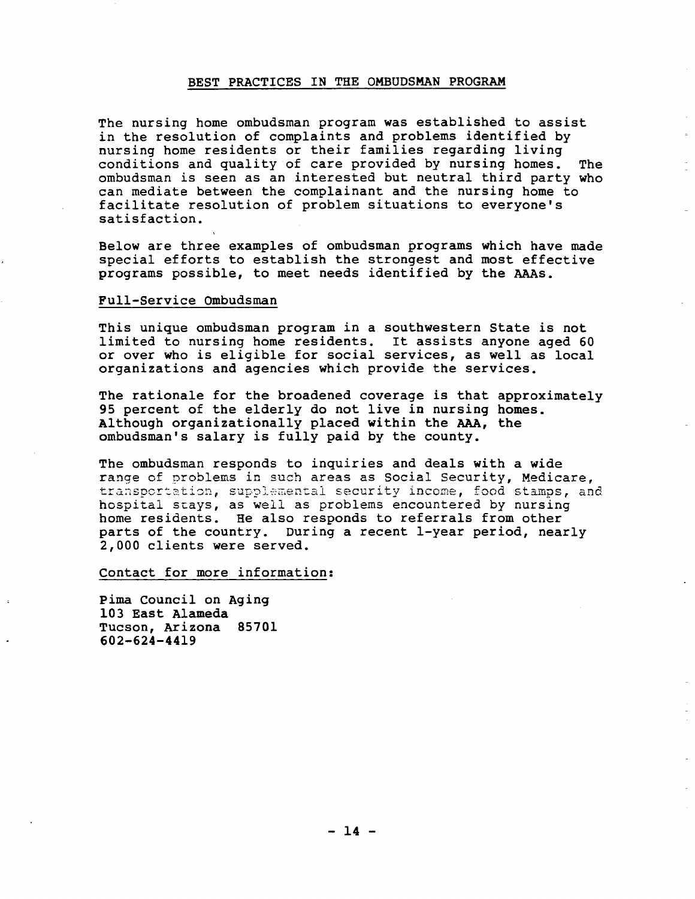## BEST PRACTICES IN THE OMBUDSMAN PROGRAM

The nursing home ombudsman program was established to assist in the resolution of complaints and problems identified by nursing home residents or their families regarding living conditions and quality of care provided by nursing homes. The ombudsman is seen as an interested but neutral third party who can mediate between the complainant and the nursing home to facilitate resolution of problem situations to everyone's satisfaction.

Below are three examples of ombudsman programs which have made special efforts to establish the strongest and most effective programs possible, to meet needs identified by the AAAs.

### Full-Service Ombudsman

This unique ombudsman program in a southwestern State is not limited to nursing home residents. It assists anyone aged 60 or over who is eligible for social services, as well as local organizations and agencies which provide the services.

The rationale for the broadened coverage is that approximately 95 percent of the elderly do not live in nursing homes. Although organizationally placed within the AAA, the ombudsman's salary is fully paid by the county.

The ombudsman responds to inquiries and deals with a wide range of problems in such areas as Social Security, Medicare, transportation, supplemental security income, food stamps, and hospital stays, as well as problems encountered by nursing home residents. He also responds to referrals from other parts of the country. During a recent 1-year period, nearly 2,000 clients were served.

Contact for more information:

Pima Council on Aging
103 East Alameda
Tucson, Arizona 85701
602-624-4419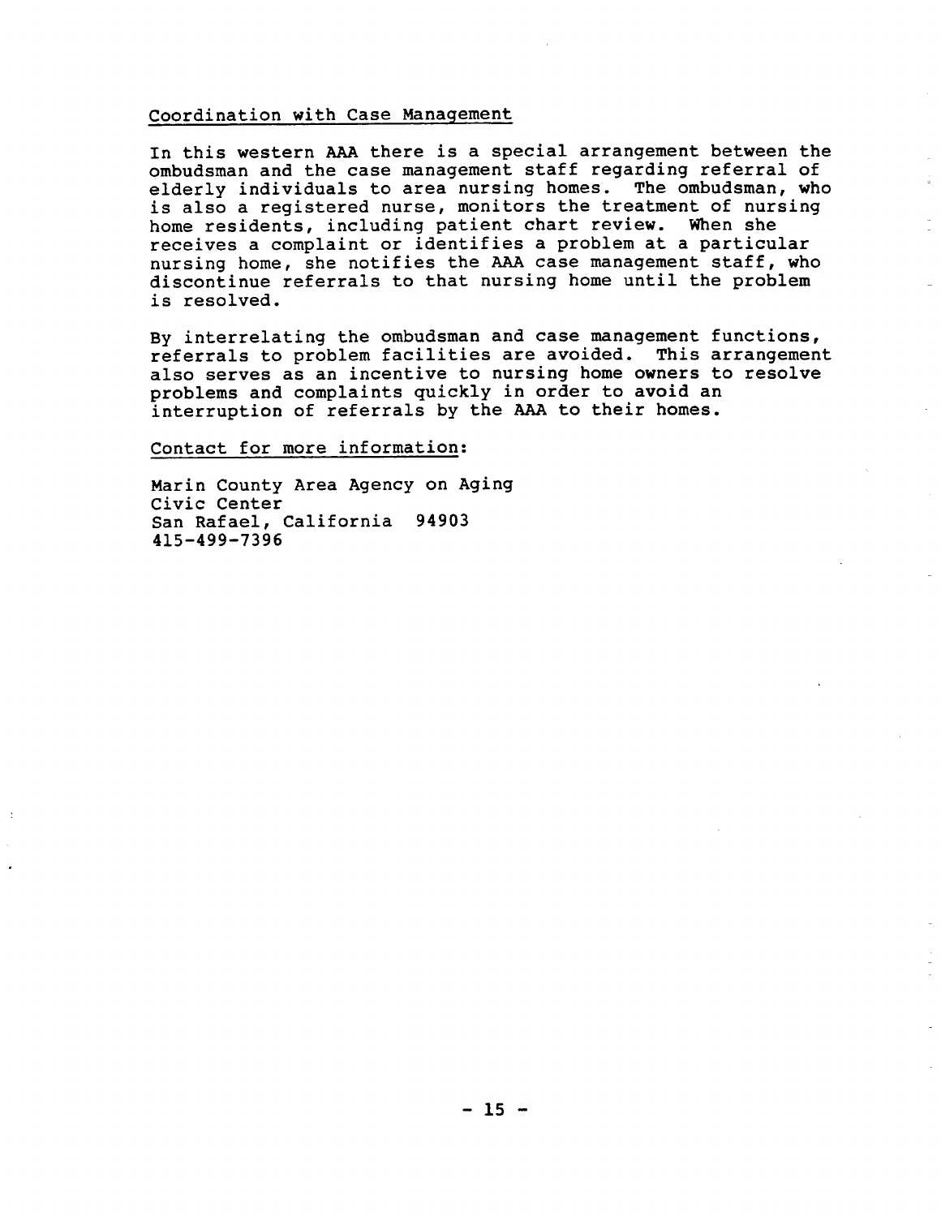Coordination with Case Management

In this western AAA there is a special arrangement between the ombudsman and the case management staff regarding referral of elderly individuals to area nursing homes. The ombudsman, who is also a registered nurse, monitors the treatment of nursing home residents, including patient chart review. When she receives a complaint or identifies a problem at a particular nursing home, she notifies the AAA case management staff, who discontinue referrals to that nursing home until the problem is resolved.

By interrelating the ombudsman and case management functions, referrals to problem facilities are avoided. This arrangement also serves as an incentive to nursing home owners to resolve problems and complaints quickly in order to avoid an interruption of referrals by the AAA to their homes.

Contact for more information:

Marin County Area Agency on Aging
Civic Center
San Rafael, California 94903
415-499-7396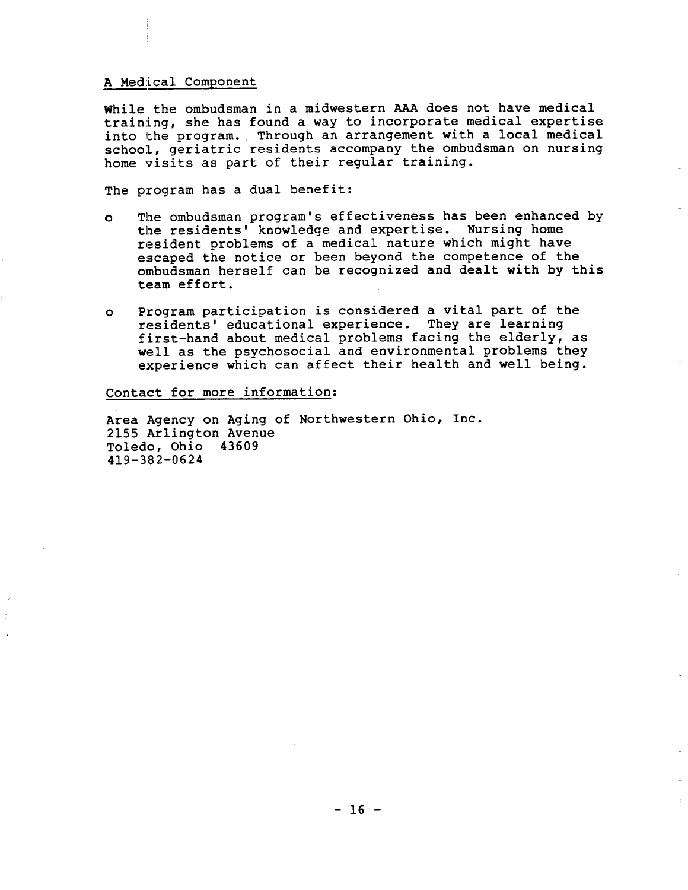## A Medical Component

While the ombudsman in a midwestern AAA does not have medical training, she has found a way to incorporate medical expertise into the program. Through an arrangement with a local medical school, geriatric residents accompany the ombudsman on nursing home visits as part of their regular training.

The program has a dual benefit:

- The ombudsman program's effectiveness has been enhanced by the residents' knowledge and expertise. Nursing home resident problems of a medical nature which might have escaped the notice or been beyond the competence of the ombudsman herself can be recognized and dealt with by this team effort.

- Program participation is considered a vital part of the residents' educational experience. They are learning first-hand about medical problems facing the elderly, as well as the psychosocial and environmental problems they experience which can affect their health and well being.

Contact for more information:

Area Agency on Aging of Northwestern Ohio, Inc.
2155 Arlington Avenue
Toledo, Ohio 43609
419-382-0624